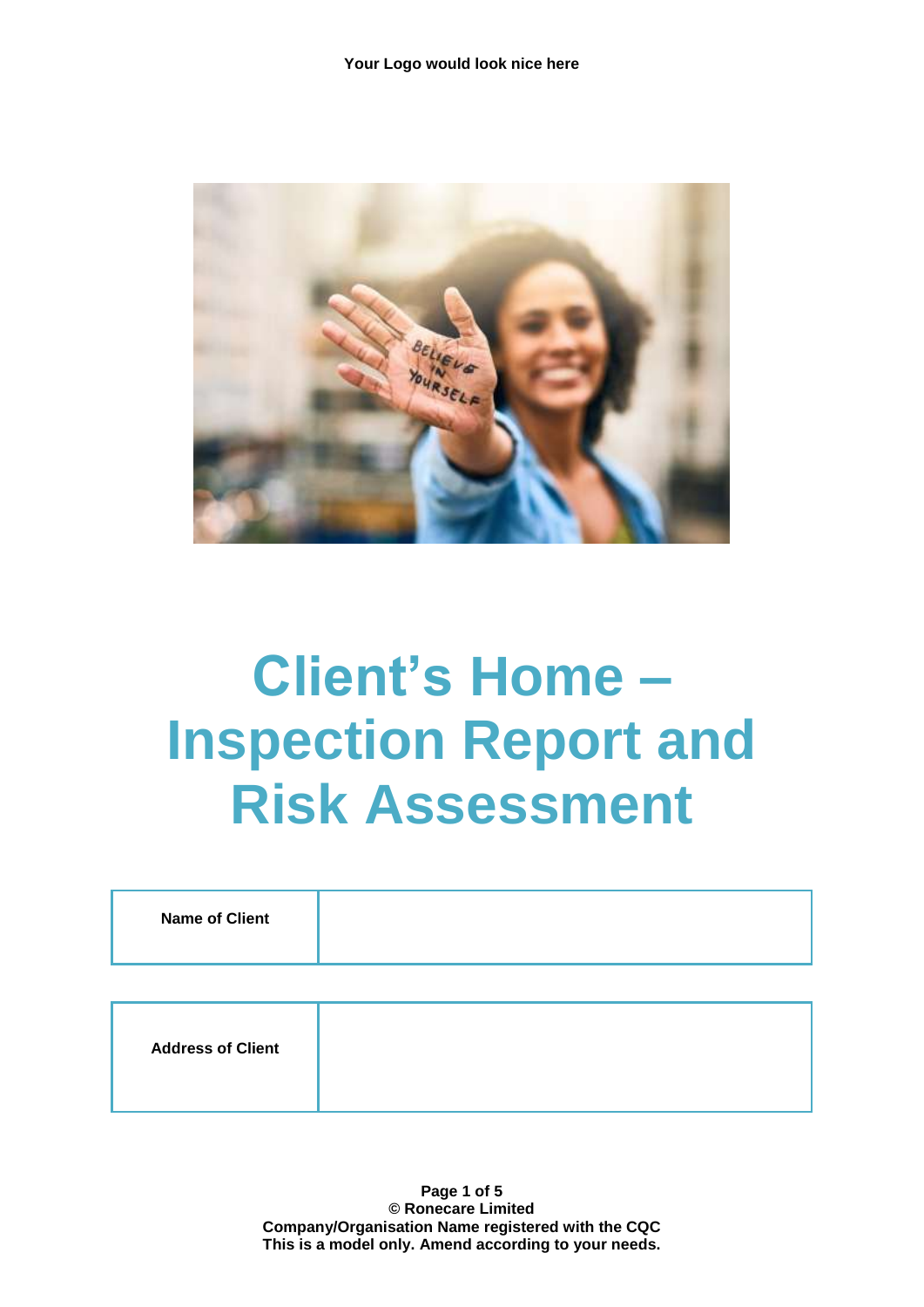Your Logo would look nice here

# Client's Home – Inspection Report and Risk Assessment

| Name of Client | |
|---|---|

| Address of Client | |
|---|---|

© Ronecare Limited
Company/Organisation Name registered with the CQC
This is a model only. Amend according to your needs.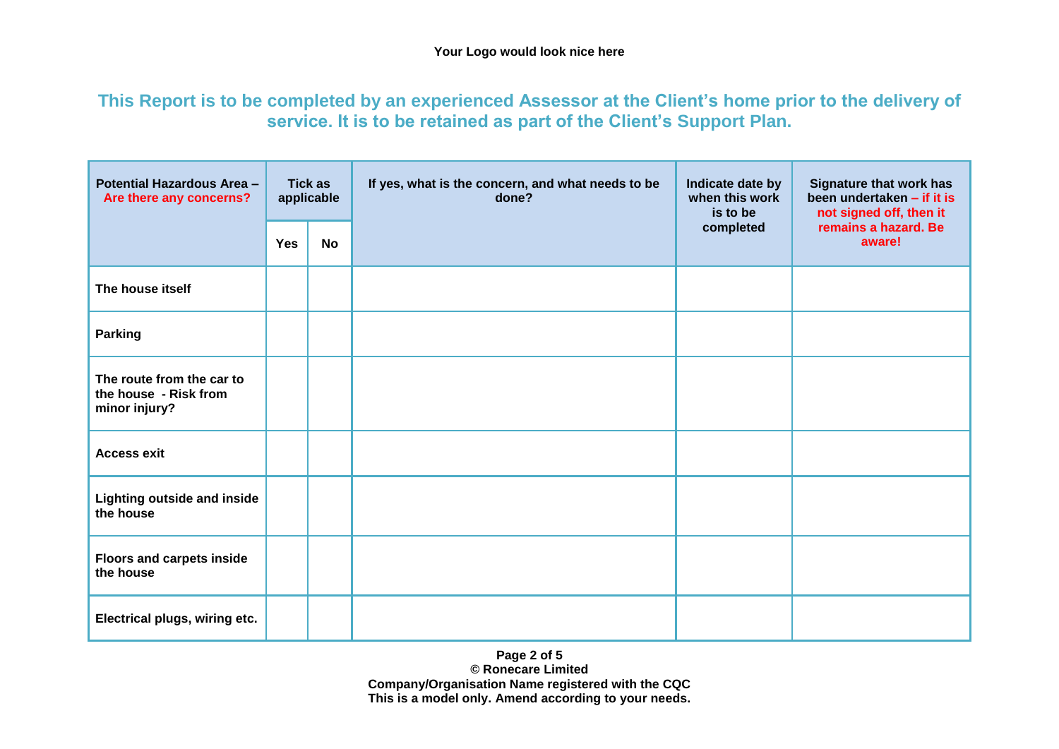**Your Logo would look nice here**

## This Report is to be completed by an experienced Assessor at the Client's home prior to the delivery of service. It is to be retained as part of the Client's Support Plan.

| Potential Hazardous Area – Are there any concerns? | Tick as applicable | | If yes, what is the concern, and what needs to be done? | Indicate date by when this work is to be completed | Signature that work has been undertaken – if it is not signed off, then it remains a hazard. Be aware! |
|---|---|---|---|---|---|
| | Yes | No | | | |
| **The house itself** | | | | | |
| **Parking** | | | | | |
| **The route from the car to the house - Risk from minor injury?** | | | | | |
| **Access exit** | | | | | |
| **Lighting outside and inside the house** | | | | | |
| **Floors and carpets inside the house** | | | | | |
| **Electrical plugs, wiring etc.** | | | | | |

**© Ronecare Limited**
**Company/Organisation Name registered with the CQC**
**This is a model only. Amend according to your needs.**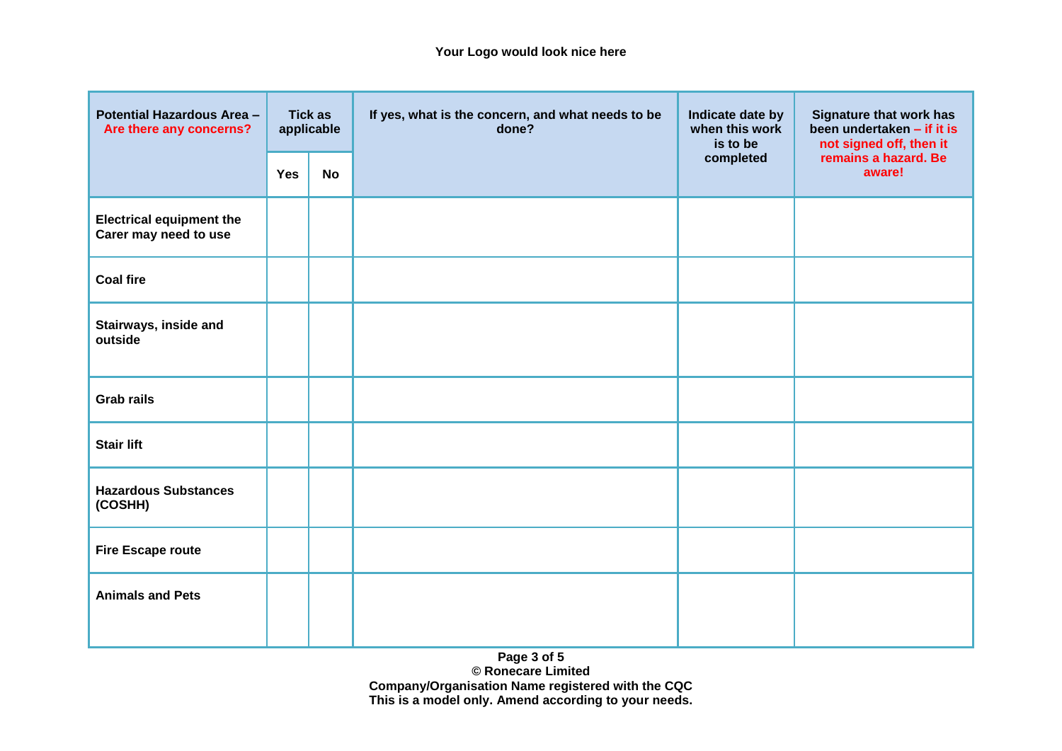**Your Logo would look nice here**

| **Potential Hazardous Area – Are there any concerns?** | **Tick as applicable** | | **If yes, what is the concern, and what needs to be done?** | **Indicate date by when this work is to be completed** | **Signature that work has been undertaken – if it is not signed off, then it remains a hazard. Be aware!** |
|---|---|---|---|---|---|
| | **Yes** | **No** | | | |
| **Electrical equipment the Carer may need to use** | | | | | |
| **Coal fire** | | | | | |
| **Stairways, inside and outside** | | | | | |
| **Grab rails** | | | | | |
| **Stair lift** | | | | | |
| **Hazardous Substances (COSHH)** | | | | | |
| **Fire Escape route** | | | | | |
| **Animals and Pets** | | | | | |

**© Ronecare Limited**
**Company/Organisation Name registered with the CQC**
**This is a model only. Amend according to your needs.**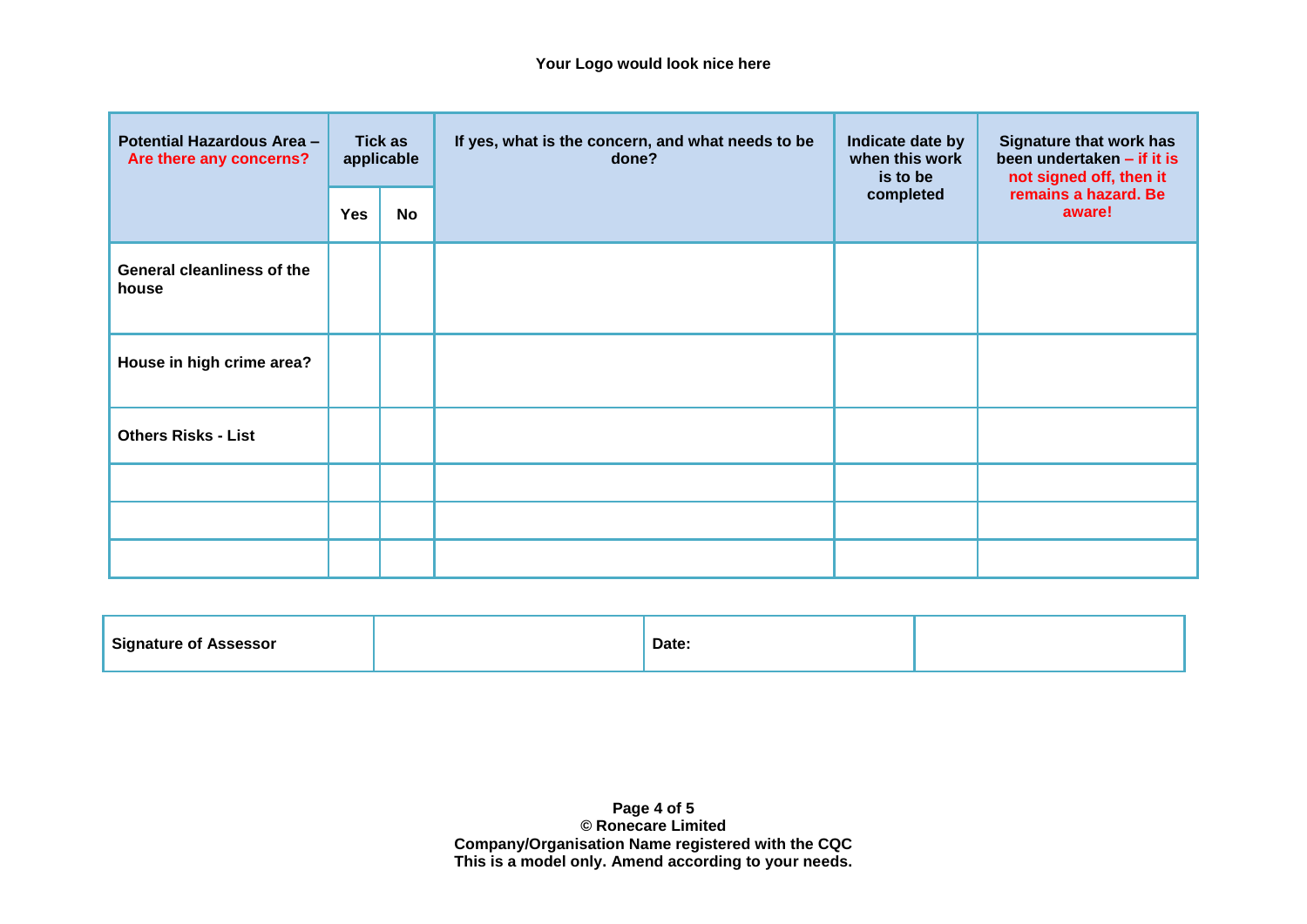**Your Logo would look nice here**

| Potential Hazardous Area – Are there any concerns? | Tick as applicable | | If yes, what is the concern, and what needs to be done? | Indicate date by when this work is to be completed | Signature that work has been undertaken – if it is not signed off, then it remains a hazard. Be aware! |
|---|---|---|---|---|---|
| | Yes | No | | | |
| General cleanliness of the house | | | | | |
| House in high crime area? | | | | | |
| Others Risks - List | | | | | |
| | | | | | |
| | | | | | |
| | | | | | |

| Signature of Assessor | | Date: | |
|---|---|---|---|

**© Ronecare Limited**
**Company/Organisation Name registered with the CQC**
**This is a model only. Amend according to your needs.**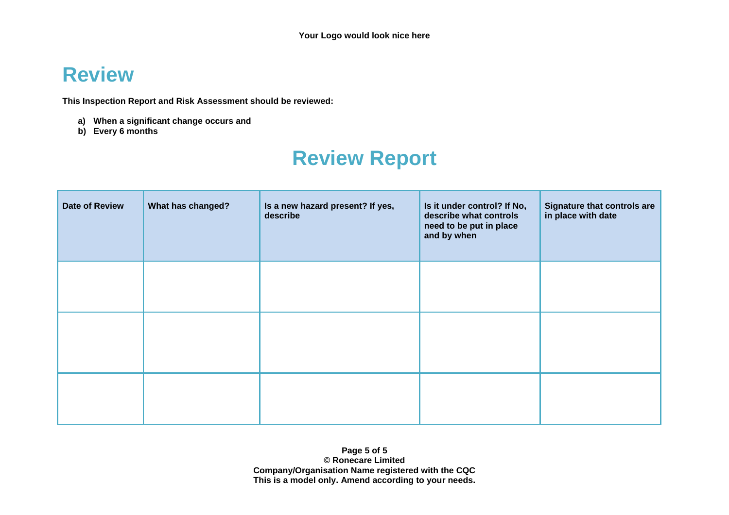**Your Logo would look nice here**

# Review

**This Inspection Report and Risk Assessment should be reviewed:**

a) **When a significant change occurs and**
b) **Every 6 months**

# Review Report

| Date of Review | What has changed? | Is a new hazard present? If yes, describe | Is it under control? If No, describe what controls need to be put in place and by when | Signature that controls are in place with date |
|---|---|---|---|---|
| | | | | |
| | | | | |
| | | | | |

**© Ronecare Limited**
**Company/Organisation Name registered with the CQC**
**This is a model only. Amend according to your needs.**